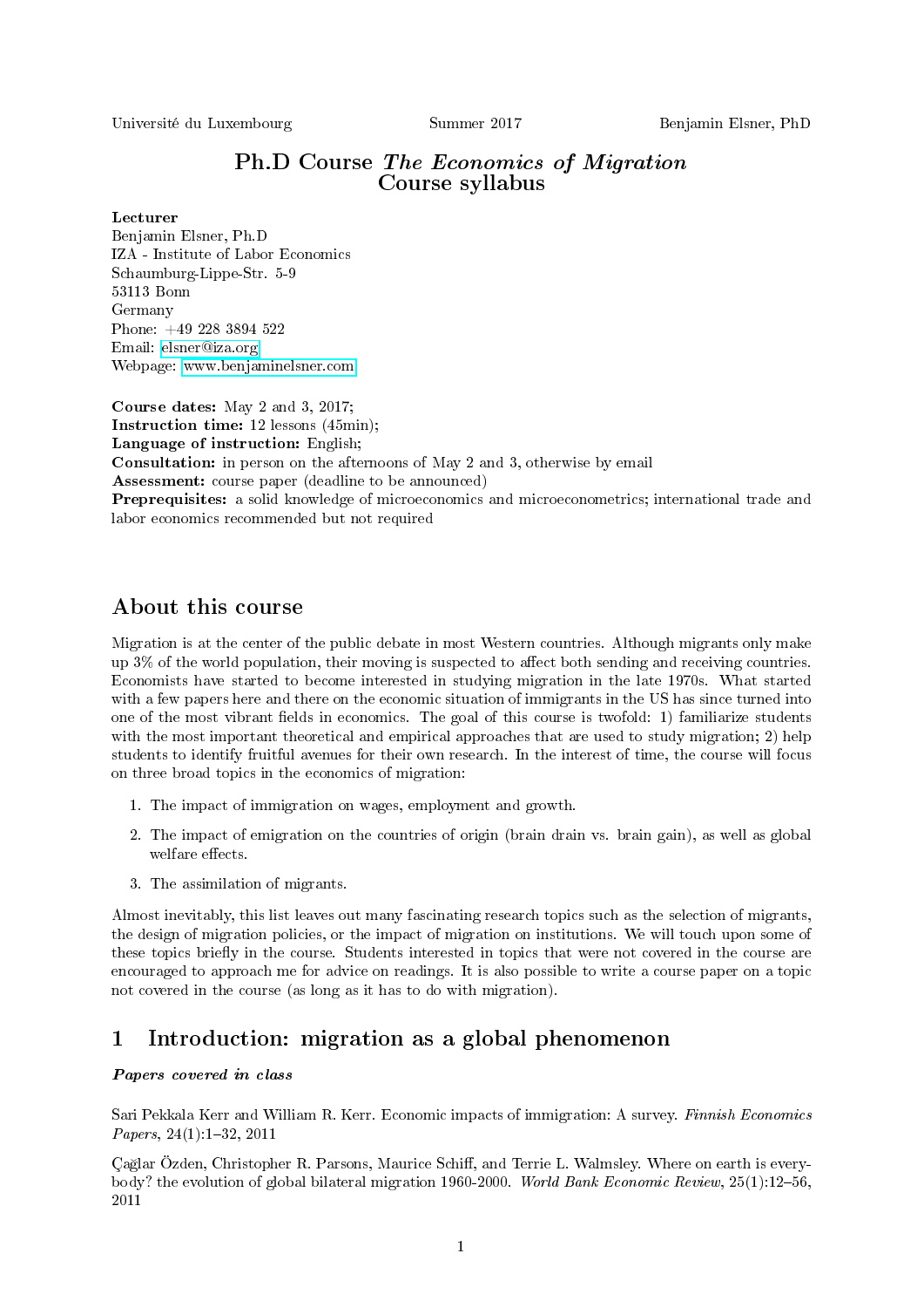Université du Luxembourg Summer 2017 Benjamin Elsner, PhD

# Ph.D Course *The Economics of Migration*
# Course syllabus

**Lecturer**
Benjamin Elsner, Ph.D
IZA - Institute of Labor Economics
Schaumburg-Lippe-Str. 5-9
53113 Bonn
Germany
Phone: +49 228 3894 522
Email: elsner@iza.org
Webpage: www.benjaminelsner.com

**Course dates:** May 2 and 3, 2017;
**Instruction time:** 12 lessons (45min);
**Language of instruction:** English;
**Consultation:** in person on the afternoons of May 2 and 3, otherwise by email
**Assessment:** course paper (deadline to be announced)
**Preprequisites:** a solid knowledge of microeconomics and microeconometrics; international trade and labor economics recommended but not required

## About this course

Migration is at the center of the public debate in most Western countries. Although migrants only make up 3% of the world population, their moving is suspected to affect both sending and receiving countries. Economists have started to become interested in studying migration in the late 1970s. What started with a few papers here and there on the economic situation of immigrants in the US has since turned into one of the most vibrant fields in economics. The goal of this course is twofold: 1) familiarize students with the most important theoretical and empirical approaches that are used to study migration; 2) help students to identify fruitful avenues for their own research. In the interest of time, the course will focus on three broad topics in the economics of migration:

1. The impact of immigration on wages, employment and growth.
2. The impact of emigration on the countries of origin (brain drain vs. brain gain), as well as global welfare effects.
3. The assimilation of migrants.

Almost inevitably, this list leaves out many fascinating research topics such as the selection of migrants, the design of migration policies, or the impact of migration on institutions. We will touch upon some of these topics briefly in the course. Students interested in topics that were not covered in the course are encouraged to approach me for advice on readings. It is also possible to write a course paper on a topic not covered in the course (as long as it has to do with migration).

## 1 Introduction: migration as a global phenomenon

***Papers covered in class***

Sari Pekkala Kerr and William R. Kerr. Economic impacts of immigration: A survey. *Finnish Economics Papers*, 24(1):1–32, 2011

Çağlar Özden, Christopher R. Parsons, Maurice Schiff, and Terrie L. Walmsley. Where on earth is everybody? the evolution of global bilateral migration 1960-2000. *World Bank Economic Review*, 25(1):12–56, 2011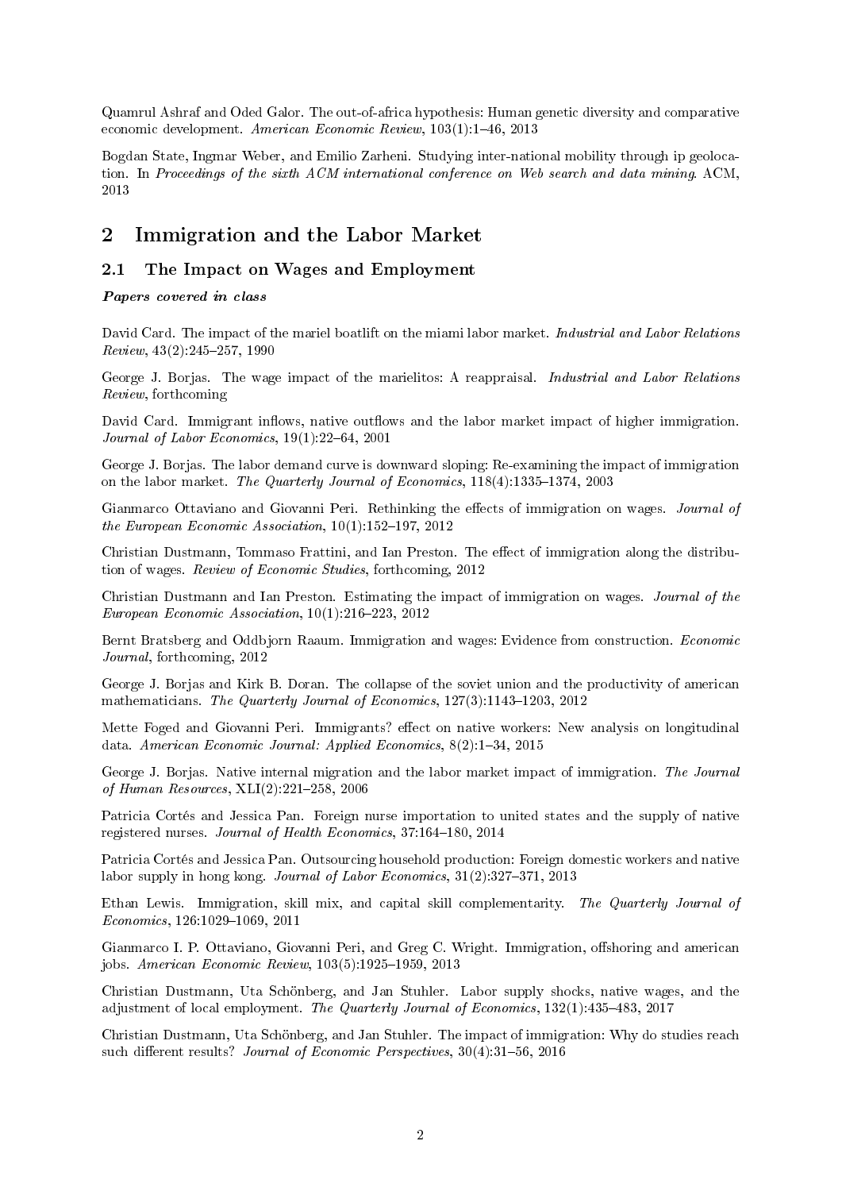Quamrul Ashraf and Oded Galor. The out-of-africa hypothesis: Human genetic diversity and comparative economic development. *American Economic Review*, 103(1):1–46, 2013

Bogdan State, Ingmar Weber, and Emilio Zarheni. Studying inter-national mobility through ip geolocation. In *Proceedings of the sixth ACM international conference on Web search and data mining*. ACM, 2013

## 2 Immigration and the Labor Market

### 2.1 The Impact on Wages and Employment

***Papers covered in class***

David Card. The impact of the mariel boatlift on the miami labor market. *Industrial and Labor Relations Review*, 43(2):245–257, 1990

George J. Borjas. The wage impact of the marielitos: A reappraisal. *Industrial and Labor Relations Review*, forthcoming

David Card. Immigrant inflows, native outflows and the labor market impact of higher immigration. *Journal of Labor Economics*, 19(1):22–64, 2001

George J. Borjas. The labor demand curve is downward sloping: Re-examining the impact of immigration on the labor market. *The Quarterly Journal of Economics*, 118(4):1335–1374, 2003

Gianmarco Ottaviano and Giovanni Peri. Rethinking the effects of immigration on wages. *Journal of the European Economic Association*, 10(1):152–197, 2012

Christian Dustmann, Tommaso Frattini, and Ian Preston. The effect of immigration along the distribution of wages. *Review of Economic Studies*, forthcoming, 2012

Christian Dustmann and Ian Preston. Estimating the impact of immigration on wages. *Journal of the European Economic Association*, 10(1):216–223, 2012

Bernt Bratsberg and Oddbjorn Raaum. Immigration and wages: Evidence from construction. *Economic Journal*, forthcoming, 2012

George J. Borjas and Kirk B. Doran. The collapse of the soviet union and the productivity of american mathematicians. *The Quarterly Journal of Economics*, 127(3):1143–1203, 2012

Mette Foged and Giovanni Peri. Immigrants? effect on native workers: New analysis on longitudinal data. *American Economic Journal: Applied Economics*, 8(2):1–34, 2015

George J. Borjas. Native internal migration and the labor market impact of immigration. *The Journal of Human Resources*, XLI(2):221–258, 2006

Patricia Cortés and Jessica Pan. Foreign nurse importation to united states and the supply of native registered nurses. *Journal of Health Economics*, 37:164–180, 2014

Patricia Cortés and Jessica Pan. Outsourcing household production: Foreign domestic workers and native labor supply in hong kong. *Journal of Labor Economics*, 31(2):327–371, 2013

Ethan Lewis. Immigration, skill mix, and capital skill complementarity. *The Quarterly Journal of Economics*, 126:1029–1069, 2011

Gianmarco I. P. Ottaviano, Giovanni Peri, and Greg C. Wright. Immigration, offshoring and american jobs. *American Economic Review*, 103(5):1925–1959, 2013

Christian Dustmann, Uta Schönberg, and Jan Stuhler. Labor supply shocks, native wages, and the adjustment of local employment. *The Quarterly Journal of Economics*, 132(1):435–483, 2017

Christian Dustmann, Uta Schönberg, and Jan Stuhler. The impact of immigration: Why do studies reach such different results? *Journal of Economic Perspectives*, 30(4):31–56, 2016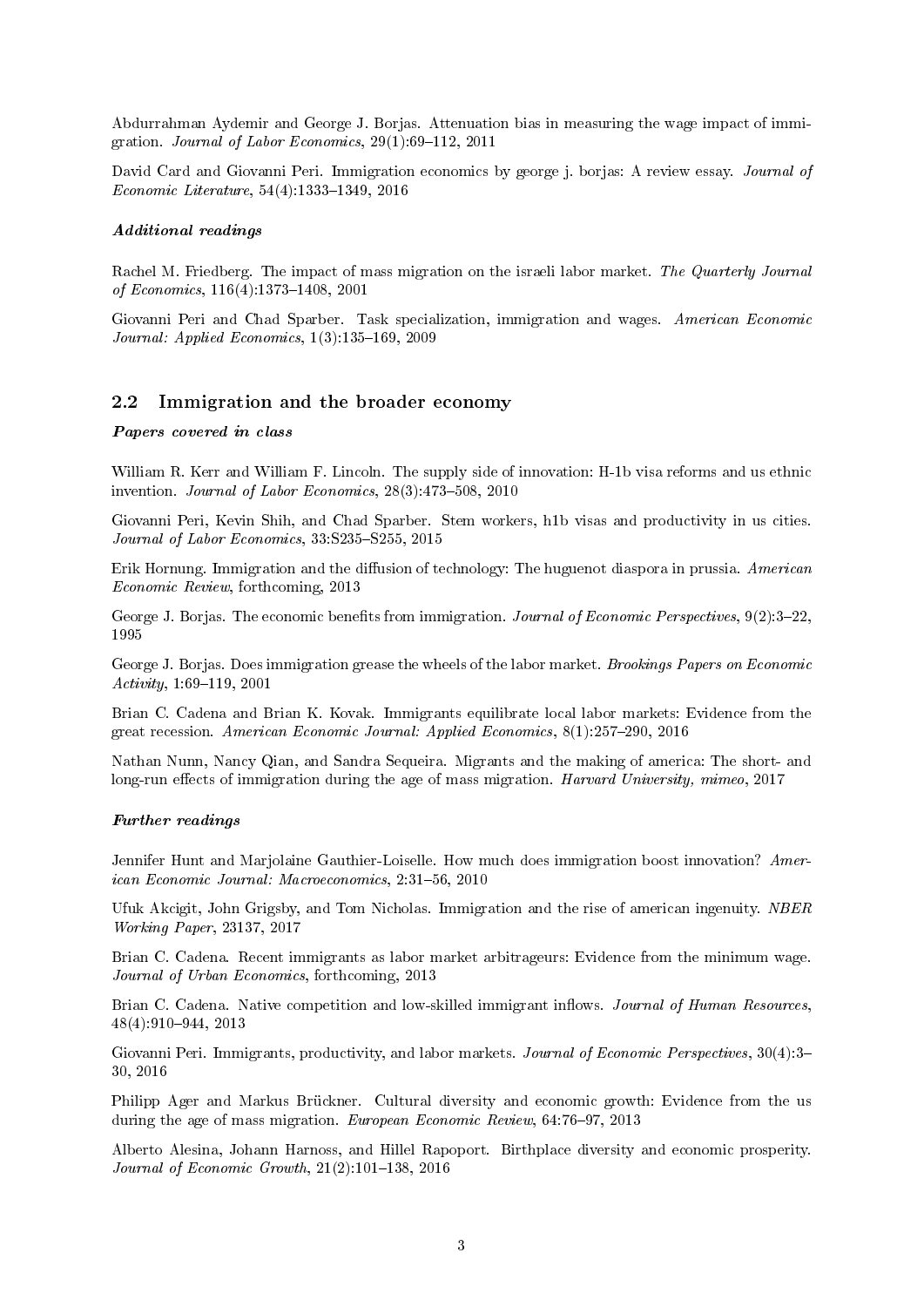Abdurrahman Aydemir and George J. Borjas. Attenuation bias in measuring the wage impact of immigration. *Journal of Labor Economics*, 29(1):69–112, 2011

David Card and Giovanni Peri. Immigration economics by george j. borjas: A review essay. *Journal of Economic Literature*, 54(4):1333–1349, 2016

***Additional readings***

Rachel M. Friedberg. The impact of mass migration on the israeli labor market. *The Quarterly Journal of Economics*, 116(4):1373–1408, 2001

Giovanni Peri and Chad Sparber. Task specialization, immigration and wages. *American Economic Journal: Applied Economics*, 1(3):135–169, 2009

## 2.2 Immigration and the broader economy

***Papers covered in class***

William R. Kerr and William F. Lincoln. The supply side of innovation: H-1b visa reforms and us ethnic invention. *Journal of Labor Economics*, 28(3):473–508, 2010

Giovanni Peri, Kevin Shih, and Chad Sparber. Stem workers, h1b visas and productivity in us cities. *Journal of Labor Economics*, 33:S235–S255, 2015

Erik Hornung. Immigration and the diffusion of technology: The huguenot diaspora in prussia. *American Economic Review*, forthcoming, 2013

George J. Borjas. The economic benefits from immigration. *Journal of Economic Perspectives*, 9(2):3–22, 1995

George J. Borjas. Does immigration grease the wheels of the labor market. *Brookings Papers on Economic Activity*, 1:69–119, 2001

Brian C. Cadena and Brian K. Kovak. Immigrants equilibrate local labor markets: Evidence from the great recession. *American Economic Journal: Applied Economics*, 8(1):257–290, 2016

Nathan Nunn, Nancy Qian, and Sandra Sequeira. Migrants and the making of america: The short- and long-run effects of immigration during the age of mass migration. *Harvard University, mimeo*, 2017

***Further readings***

Jennifer Hunt and Marjolaine Gauthier-Loiselle. How much does immigration boost innovation? *American Economic Journal: Macroeconomics*, 2:31–56, 2010

Ufuk Akcigit, John Grigsby, and Tom Nicholas. Immigration and the rise of american ingenuity. *NBER Working Paper*, 23137, 2017

Brian C. Cadena. Recent immigrants as labor market arbitrageurs: Evidence from the minimum wage. *Journal of Urban Economics*, forthcoming, 2013

Brian C. Cadena. Native competition and low-skilled immigrant inflows. *Journal of Human Resources*, 48(4):910–944, 2013

Giovanni Peri. Immigrants, productivity, and labor markets. *Journal of Economic Perspectives*, 30(4):3–30, 2016

Philipp Ager and Markus Brückner. Cultural diversity and economic growth: Evidence from the us during the age of mass migration. *European Economic Review*, 64:76–97, 2013

Alberto Alesina, Johann Harnoss, and Hillel Rapoport. Birthplace diversity and economic prosperity. *Journal of Economic Growth*, 21(2):101–138, 2016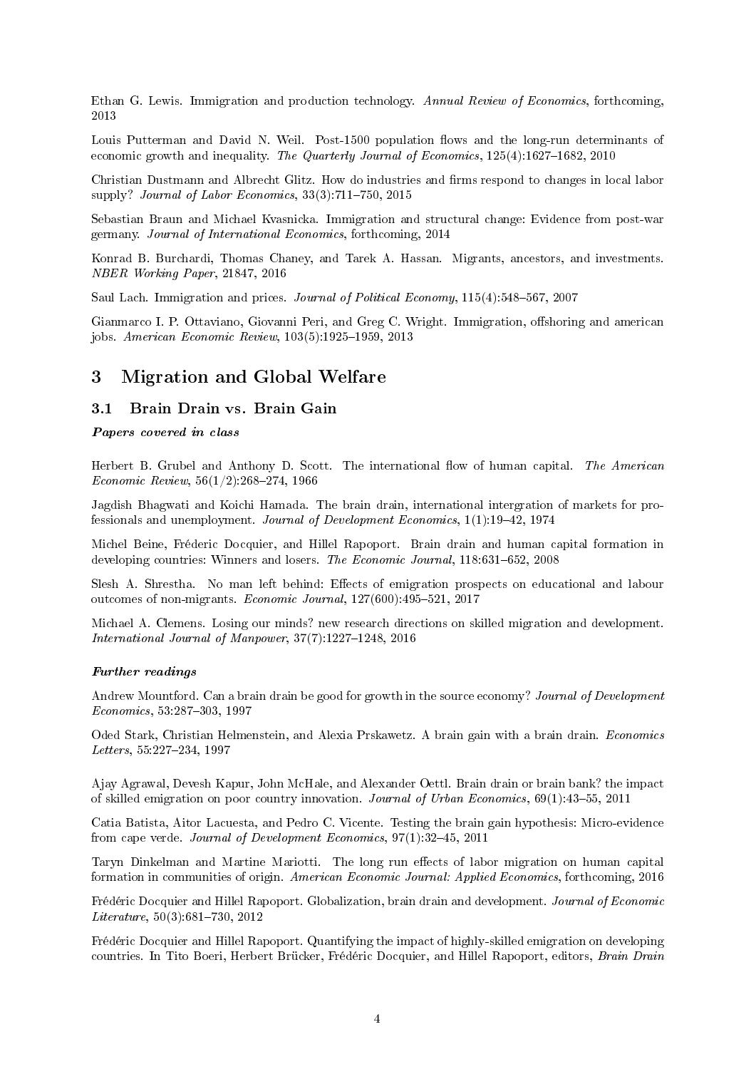Ethan G. Lewis. Immigration and production technology. *Annual Review of Economics*, forthcoming, 2013

Louis Putterman and David N. Weil. Post-1500 population flows and the long-run determinants of economic growth and inequality. *The Quarterly Journal of Economics*, 125(4):1627–1682, 2010

Christian Dustmann and Albrecht Glitz. How do industries and firms respond to changes in local labor supply? *Journal of Labor Economics*, 33(3):711–750, 2015

Sebastian Braun and Michael Kvasnicka. Immigration and structural change: Evidence from post-war germany. *Journal of International Economics*, forthcoming, 2014

Konrad B. Burchardi, Thomas Chaney, and Tarek A. Hassan. Migrants, ancestors, and investments. *NBER Working Paper*, 21847, 2016

Saul Lach. Immigration and prices. *Journal of Political Economy*, 115(4):548–567, 2007

Gianmarco I. P. Ottaviano, Giovanni Peri, and Greg C. Wright. Immigration, offshoring and american jobs. *American Economic Review*, 103(5):1925–1959, 2013

## 3 Migration and Global Welfare

### 3.1 Brain Drain vs. Brain Gain

***Papers covered in class***

Herbert B. Grubel and Anthony D. Scott. The international flow of human capital. *The American Economic Review*, 56(1/2):268–274, 1966

Jagdish Bhagwati and Koichi Hamada. The brain drain, international intergration of markets for professionals and unemployment. *Journal of Development Economics*, 1(1):19–42, 1974

Michel Beine, Fréderic Docquier, and Hillel Rapoport. Brain drain and human capital formation in developing countries: Winners and losers. *The Economic Journal*, 118:631–652, 2008

Slesh A. Shrestha. No man left behind: Effects of emigration prospects on educational and labour outcomes of non-migrants. *Economic Journal*, 127(600):495–521, 2017

Michael A. Clemens. Losing our minds? new research directions on skilled migration and development. *International Journal of Manpower*, 37(7):1227–1248, 2016

***Further readings***

Andrew Mountford. Can a brain drain be good for growth in the source economy? *Journal of Development Economics*, 53:287–303, 1997

Oded Stark, Christian Helmenstein, and Alexia Prskawetz. A brain gain with a brain drain. *Economics Letters*, 55:227–234, 1997

Ajay Agrawal, Devesh Kapur, John McHale, and Alexander Oettl. Brain drain or brain bank? the impact of skilled emigration on poor country innovation. *Journal of Urban Economics*, 69(1):43–55, 2011

Catia Batista, Aitor Lacuesta, and Pedro C. Vicente. Testing the brain gain hypothesis: Micro-evidence from cape verde. *Journal of Development Economics*, 97(1):32–45, 2011

Taryn Dinkelman and Martine Mariotti. The long run effects of labor migration on human capital formation in communities of origin. *American Economic Journal: Applied Economics*, forthcoming, 2016

Frédéric Docquier and Hillel Rapoport. Globalization, brain drain and development. *Journal of Economic Literature*, 50(3):681–730, 2012

Frédéric Docquier and Hillel Rapoport. Quantifying the impact of highly-skilled emigration on developing countries. In Tito Boeri, Herbert Brücker, Frédéric Docquier, and Hillel Rapoport, editors, *Brain Drain*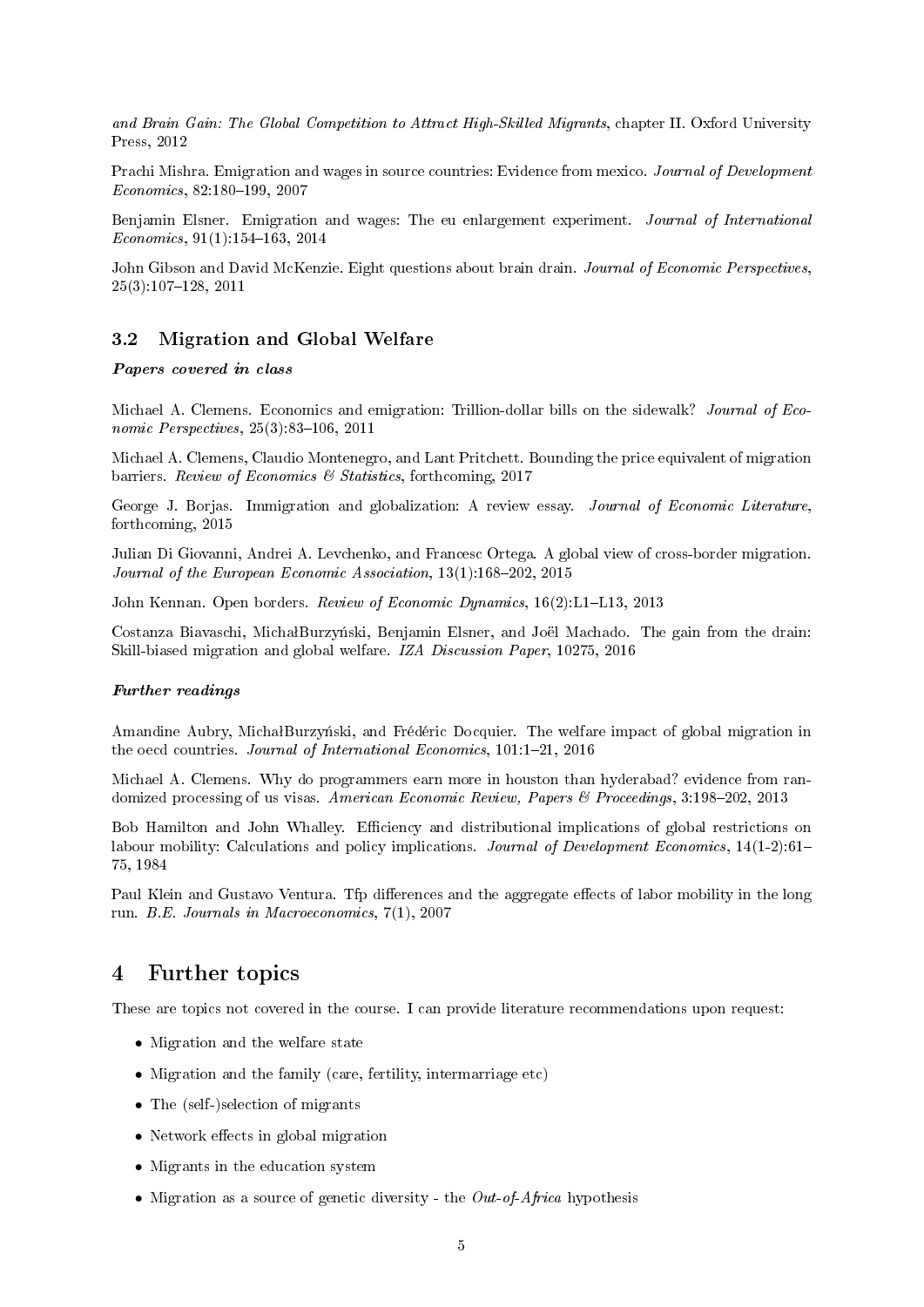*and Brain Gain: The Global Competition to Attract High-Skilled Migrants*, chapter II. Oxford University Press, 2012

Prachi Mishra. Emigration and wages in source countries: Evidence from mexico. *Journal of Development Economics*, 82:180–199, 2007

Benjamin Elsner. Emigration and wages: The eu enlargement experiment. *Journal of International Economics*, 91(1):154–163, 2014

John Gibson and David McKenzie. Eight questions about brain drain. *Journal of Economic Perspectives*, 25(3):107–128, 2011

### 3.2 Migration and Global Welfare

***Papers covered in class***

Michael A. Clemens. Economics and emigration: Trillion-dollar bills on the sidewalk? *Journal of Economic Perspectives*, 25(3):83–106, 2011

Michael A. Clemens, Claudio Montenegro, and Lant Pritchett. Bounding the price equivalent of migration barriers. *Review of Economics & Statistics*, forthcoming, 2017

George J. Borjas. Immigration and globalization: A review essay. *Journal of Economic Literature*, forthcoming, 2015

Julian Di Giovanni, Andrei A. Levchenko, and Francesc Ortega. A global view of cross-border migration. *Journal of the European Economic Association*, 13(1):168–202, 2015

John Kennan. Open borders. *Review of Economic Dynamics*, 16(2):L1–L13, 2013

Costanza Biavaschi, MichałBurzyński, Benjamin Elsner, and Joël Machado. The gain from the drain: Skill-biased migration and global welfare. *IZA Discussion Paper*, 10275, 2016

***Further readings***

Amandine Aubry, MichałBurzyński, and Frédéric Docquier. The welfare impact of global migration in the oecd countries. *Journal of International Economics*, 101:1–21, 2016

Michael A. Clemens. Why do programmers earn more in houston than hyderabad? evidence from randomized processing of us visas. *American Economic Review, Papers & Proceedings*, 3:198–202, 2013

Bob Hamilton and John Whalley. Efficiency and distributional implications of global restrictions on labour mobility: Calculations and policy implications. *Journal of Development Economics*, 14(1-2):61–75, 1984

Paul Klein and Gustavo Ventura. Tfp differences and the aggregate effects of labor mobility in the long run. *B.E. Journals in Macroeconomics*, 7(1), 2007

## 4 Further topics

These are topics not covered in the course. I can provide literature recommendations upon request:

- Migration and the welfare state
- Migration and the family (care, fertility, intermarriage etc)
- The (self-)selection of migrants
- Network effects in global migration
- Migrants in the education system
- Migration as a source of genetic diversity - the *Out-of-Africa* hypothesis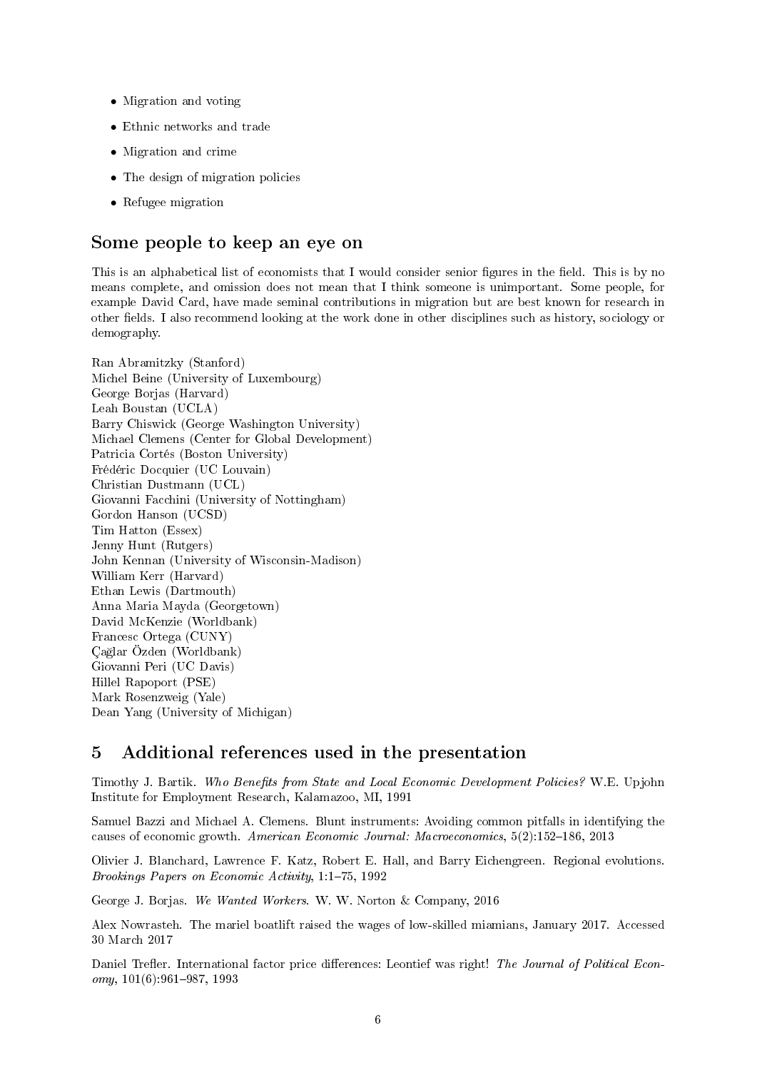- Migration and voting
- Ethnic networks and trade
- Migration and crime
- The design of migration policies
- Refugee migration

## Some people to keep an eye on

This is an alphabetical list of economists that I would consider senior figures in the field. This is by no means complete, and omission does not mean that I think someone is unimportant. Some people, for example David Card, have made seminal contributions in migration but are best known for research in other fields. I also recommend looking at the work done in other disciplines such as history, sociology or demography.

Ran Abramitzky (Stanford)
Michel Beine (University of Luxembourg)
George Borjas (Harvard)
Leah Boustan (UCLA)
Barry Chiswick (George Washington University)
Michael Clemens (Center for Global Development)
Patricia Cortés (Boston University)
Frédéric Docquier (UC Louvain)
Christian Dustmann (UCL)
Giovanni Facchini (University of Nottingham)
Gordon Hanson (UCSD)
Tim Hatton (Essex)
Jenny Hunt (Rutgers)
John Kennan (University of Wisconsin-Madison)
William Kerr (Harvard)
Ethan Lewis (Dartmouth)
Anna Maria Mayda (Georgetown)
David McKenzie (Worldbank)
Francesc Ortega (CUNY)
Çağlar Özden (Worldbank)
Giovanni Peri (UC Davis)
Hillel Rapoport (PSE)
Mark Rosenzweig (Yale)
Dean Yang (University of Michigan)

# 5 Additional references used in the presentation

Timothy J. Bartik. *Who Benefits from State and Local Economic Development Policies?* W.E. Upjohn Institute for Employment Research, Kalamazoo, MI, 1991

Samuel Bazzi and Michael A. Clemens. Blunt instruments: Avoiding common pitfalls in identifying the causes of economic growth. *American Economic Journal: Macroeconomics*, 5(2):152–186, 2013

Olivier J. Blanchard, Lawrence F. Katz, Robert E. Hall, and Barry Eichengreen. Regional evolutions. *Brookings Papers on Economic Activity*, 1:1–75, 1992

George J. Borjas. *We Wanted Workers*. W. W. Norton & Company, 2016

Alex Nowrasteh. The mariel boatlift raised the wages of low-skilled miamians, January 2017. Accessed 30 March 2017

Daniel Trefler. International factor price differences: Leontief was right! *The Journal of Political Economy*, 101(6):961–987, 1993